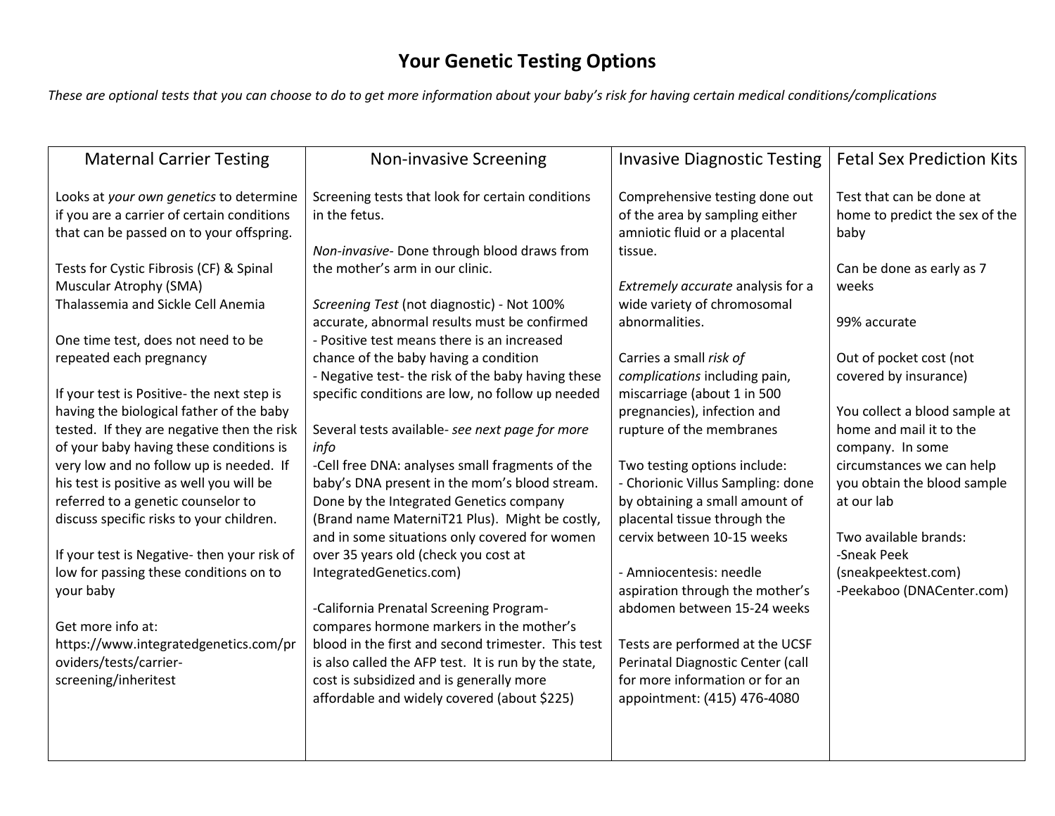# Your Genetic Testing Options

*These are optional tests that you can choose to do to get more information about your baby's risk for having certain medical conditions/complications*

| Maternal Carrier Testing | Non-invasive Screening | Invasive Diagnostic Testing | Fetal Sex Prediction Kits |
|---|---|---|---|
| Looks at *your own genetics* to determine if you are a carrier of certain conditions that can be passed on to your offspring.<br><br>Tests for Cystic Fibrosis (CF) & Spinal Muscular Atrophy (SMA)<br>Thalassemia and Sickle Cell Anemia<br><br>One time test, does not need to be repeated each pregnancy<br><br>If your test is Positive- the next step is having the biological father of the baby tested. If they are negative then the risk of your baby having these conditions is very low and no follow up is needed. If his test is positive as well you will be referred to a genetic counselor to discuss specific risks to your children.<br><br>If your test is Negative- then your risk of low for passing these conditions on to your baby<br><br>Get more info at:<br>https://www.integratedgenetics.com/providers/tests/carrier-screening/inheritest | Screening tests that look for certain conditions in the fetus.<br><br>*Non-invasive*- Done through blood draws from the mother's arm in our clinic.<br><br>*Screening Test* (not diagnostic) - Not 100% accurate, abnormal results must be confirmed<br>- Positive test means there is an increased chance of the baby having a condition<br>- Negative test- the risk of the baby having these specific conditions are low, no follow up needed<br><br>Several tests available- *see next page for more info*<br>-Cell free DNA: analyses small fragments of the baby's DNA present in the mom's blood stream. Done by the Integrated Genetics company (Brand name MaterniT21 Plus). Might be costly, and in some situations only covered for women over 35 years old (check you cost at IntegratedGenetics.com)<br><br>-California Prenatal Screening Program- compares hormone markers in the mother's blood in the first and second trimester. This test is also called the AFP test. It is run by the state, cost is subsidized and is generally more affordable and widely covered (about $225) | Comprehensive testing done out of the area by sampling either amniotic fluid or a placental tissue.<br><br>*Extremely accurate* analysis for a wide variety of chromosomal abnormalities.<br><br>Carries a small *risk of complications* including pain, miscarriage (about 1 in 500 pregnancies), infection and rupture of the membranes<br><br>Two testing options include:<br>- Chorionic Villus Sampling: done by obtaining a small amount of placental tissue through the cervix between 10-15 weeks<br><br>- Amniocentesis: needle aspiration through the mother's abdomen between 15-24 weeks<br><br>Tests are performed at the UCSF Perinatal Diagnostic Center (call for more information or for an appointment: (415) 476-4080 | Test that can be done at home to predict the sex of the baby<br><br>Can be done as early as 7 weeks<br><br>99% accurate<br><br>Out of pocket cost (not covered by insurance)<br><br>You collect a blood sample at home and mail it to the company. In some circumstances we can help you obtain the blood sample at our lab<br><br>Two available brands:<br>-Sneak Peek (sneakpeektest.com)<br>-Peekaboo (DNACenter.com) |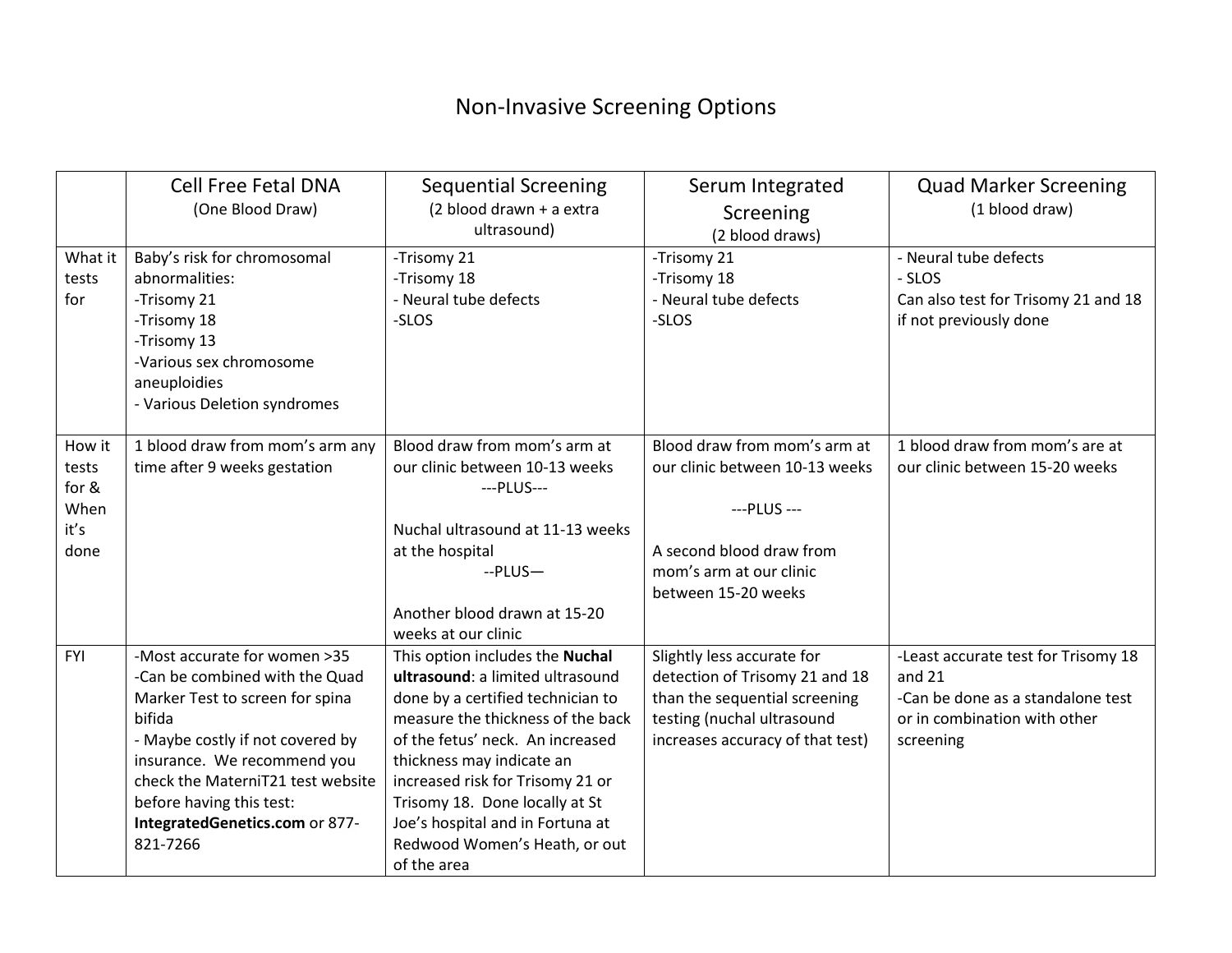# Non-Invasive Screening Options

| | Cell Free Fetal DNA (One Blood Draw) | Sequential Screening (2 blood drawn + a extra ultrasound) | Serum Integrated Screening (2 blood draws) | Quad Marker Screening (1 blood draw) |
|---|---|---|---|---|
| What it tests for | Baby's risk for chromosomal abnormalities:<br>-Trisomy 21<br>-Trisomy 18<br>-Trisomy 13<br>-Various sex chromosome aneuploidies<br>- Various Deletion syndromes | -Trisomy 21<br>-Trisomy 18<br>- Neural tube defects<br>-SLOS | -Trisomy 21<br>-Trisomy 18<br>- Neural tube defects<br>-SLOS | - Neural tube defects<br>- SLOS<br>Can also test for Trisomy 21 and 18 if not previously done |
| How it tests for & When it's done | 1 blood draw from mom's arm any time after 9 weeks gestation | Blood draw from mom's arm at our clinic between 10-13 weeks<br>---PLUS---<br>Nuchal ultrasound at 11-13 weeks at the hospital<br>--PLUS—<br>Another blood drawn at 15-20 weeks at our clinic | Blood draw from mom's arm at our clinic between 10-13 weeks<br>---PLUS ---<br>A second blood draw from mom's arm at our clinic between 15-20 weeks | 1 blood draw from mom's are at our clinic between 15-20 weeks |
| FYI | -Most accurate for women >35<br>-Can be combined with the Quad Marker Test to screen for spina bifida<br>- Maybe costly if not covered by insurance. We recommend you check the MaterniT21 test website before having this test: **IntegratedGenetics.com** or 877-821-7266 | This option includes the **Nuchal ultrasound**: a limited ultrasound done by a certified technician to measure the thickness of the back of the fetus' neck. An increased thickness may indicate an increased risk for Trisomy 21 or Trisomy 18. Done locally at St Joe's hospital and in Fortuna at Redwood Women's Heath, or out of the area | Slightly less accurate for detection of Trisomy 21 and 18 than the sequential screening testing (nuchal ultrasound increases accuracy of that test) | -Least accurate test for Trisomy 18 and 21<br>-Can be done as a standalone test or in combination with other screening |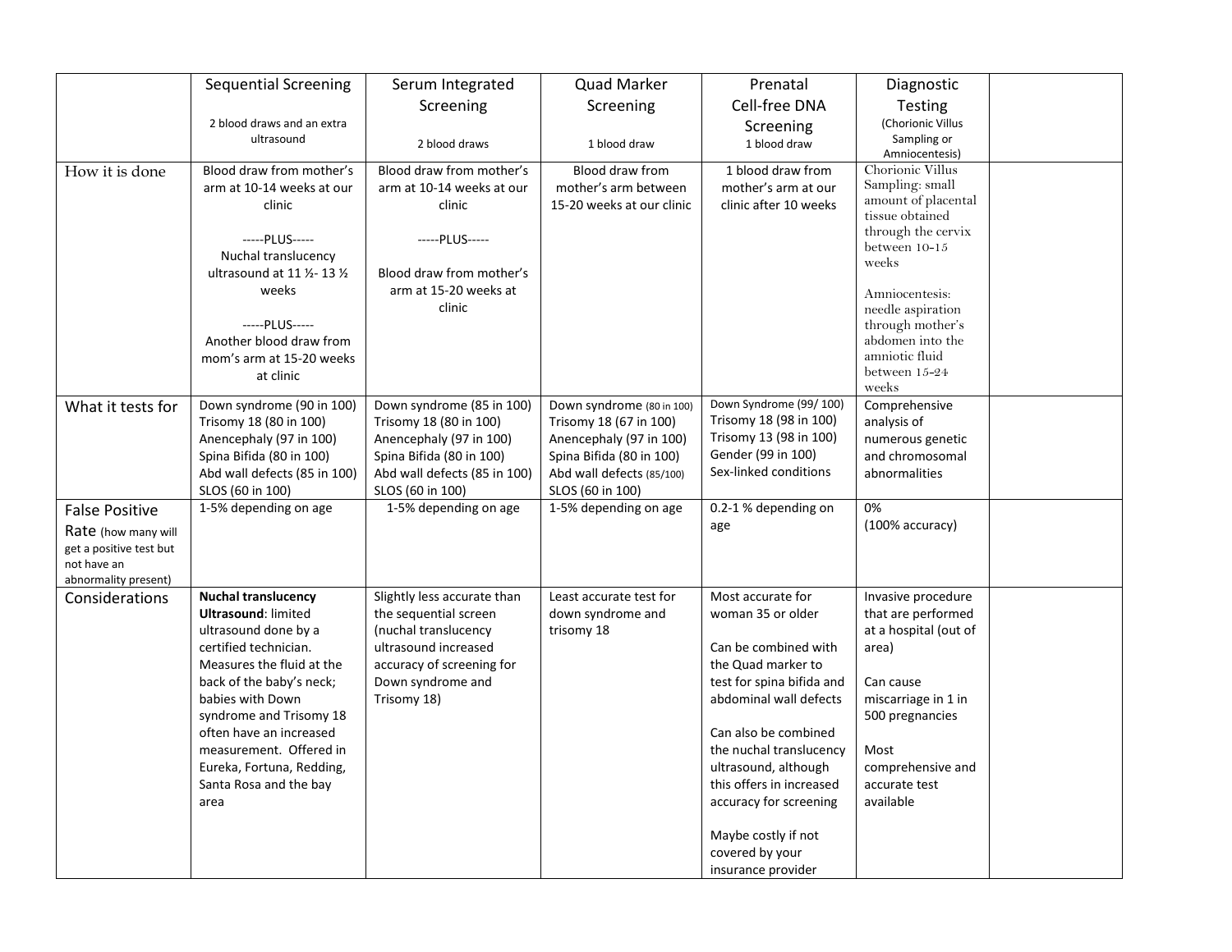| | Sequential Screening<br>2 blood draws and an extra ultrasound | Serum Integrated Screening<br>2 blood draws | Quad Marker Screening<br>1 blood draw | Prenatal Cell-free DNA Screening<br>1 blood draw | Diagnostic Testing<br>(Chorionic Villus Sampling or Amniocentesis) | |
|---|---|---|---|---|---|---|
| How it is done | Blood draw from mother's arm at 10-14 weeks at our clinic<br><br>-----PLUS-----<br>Nuchal translucency ultrasound at 11 ½- 13 ½ weeks<br><br>-----PLUS-----<br>Another blood draw from mom's arm at 15-20 weeks at clinic | Blood draw from mother's arm at 10-14 weeks at our clinic<br><br>-----PLUS-----<br><br>Blood draw from mother's arm at 15-20 weeks at clinic | Blood draw from mother's arm between 15-20 weeks at our clinic | 1 blood draw from mother's arm at our clinic after 10 weeks | Chorionic Villus Sampling: small amount of placental tissue obtained through the cervix between 10-15 weeks<br><br>Amniocentesis: needle aspiration through mother's abdomen into the amniotic fluid between 15-24 weeks | |
| What it tests for | Down syndrome (90 in 100)<br>Trisomy 18 (80 in 100)<br>Anencephaly (97 in 100)<br>Spina Bifida (80 in 100)<br>Abd wall defects (85 in 100)<br>SLOS (60 in 100) | Down syndrome (85 in 100)<br>Trisomy 18 (80 in 100)<br>Anencephaly (97 in 100)<br>Spina Bifida (80 in 100)<br>Abd wall defects (85 in 100)<br>SLOS (60 in 100) | Down syndrome (80 in 100)<br>Trisomy 18 (67 in 100)<br>Anencephaly (97 in 100)<br>Spina Bifida (80 in 100)<br>Abd wall defects (85/100)<br>SLOS (60 in 100) | Down Syndrome (99/ 100)<br>Trisomy 18 (98 in 100)<br>Trisomy 13 (98 in 100)<br>Gender (99 in 100)<br>Sex-linked conditions | Comprehensive analysis of numerous genetic and chromosomal abnormalities | |
| False Positive Rate (how many will get a positive test but not have an abnormality present) | 1-5% depending on age | 1-5% depending on age | 1-5% depending on age | 0.2-1 % depending on age | 0%<br>(100% accuracy) | |
| Considerations | **Nuchal translucency Ultrasound**: limited ultrasound done by a certified technician. Measures the fluid at the back of the baby's neck; babies with Down syndrome and Trisomy 18 often have an increased measurement. Offered in Eureka, Fortuna, Redding, Santa Rosa and the bay area | Slightly less accurate than the sequential screen (nuchal translucency ultrasound increased accuracy of screening for Down syndrome and Trisomy 18) | Least accurate test for down syndrome and trisomy 18 | Most accurate for woman 35 or older<br><br>Can be combined with the Quad marker to test for spina bifida and abdominal wall defects<br><br>Can also be combined the nuchal translucency ultrasound, although this offers in increased accuracy for screening<br><br>Maybe costly if not covered by your insurance provider | Invasive procedure that are performed at a hospital (out of area)<br><br>Can cause miscarriage in 1 in 500 pregnancies<br><br>Most comprehensive and accurate test available | |